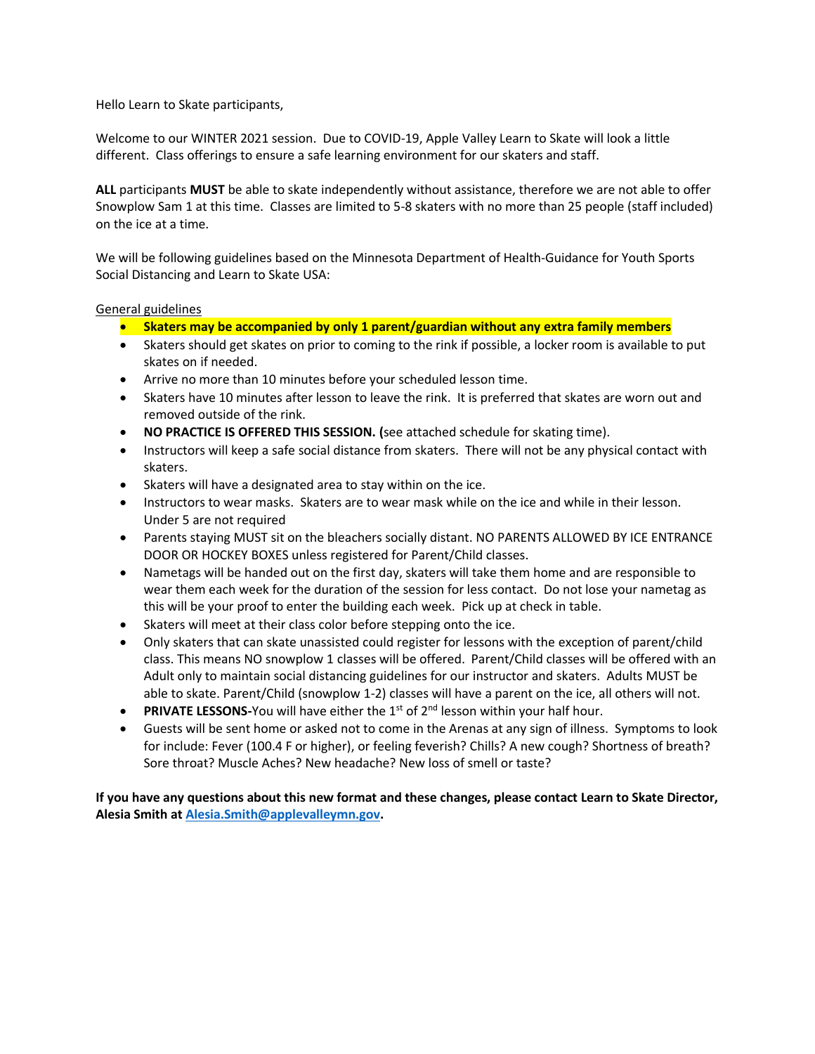Hello Learn to Skate participants,

Welcome to our WINTER 2021 session. Due to COVID-19, Apple Valley Learn to Skate will look a little different. Class offerings to ensure a safe learning environment for our skaters and staff.

**ALL** participants **MUST** be able to skate independently without assistance, therefore we are not able to offer Snowplow Sam 1 at this time. Classes are limited to 5-8 skaters with no more than 25 people (staff included) on the ice at a time.

We will be following guidelines based on the Minnesota Department of Health-Guidance for Youth Sports Social Distancing and Learn to Skate USA:

General guidelines

- **Skaters may be accompanied by only 1 parent/guardian without any extra family members**
- Skaters should get skates on prior to coming to the rink if possible, a locker room is available to put skates on if needed.
- Arrive no more than 10 minutes before your scheduled lesson time.
- Skaters have 10 minutes after lesson to leave the rink. It is preferred that skates are worn out and removed outside of the rink.
- **NO PRACTICE IS OFFERED THIS SESSION. (**see attached schedule for skating time).
- Instructors will keep a safe social distance from skaters. There will not be any physical contact with skaters.
- Skaters will have a designated area to stay within on the ice.
- Instructors to wear masks. Skaters are to wear mask while on the ice and while in their lesson. Under 5 are not required
- Parents staying MUST sit on the bleachers socially distant. NO PARENTS ALLOWED BY ICE ENTRANCE DOOR OR HOCKEY BOXES unless registered for Parent/Child classes.
- Nametags will be handed out on the first day, skaters will take them home and are responsible to wear them each week for the duration of the session for less contact. Do not lose your nametag as this will be your proof to enter the building each week. Pick up at check in table.
- Skaters will meet at their class color before stepping onto the ice.
- Only skaters that can skate unassisted could register for lessons with the exception of parent/child class. This means NO snowplow 1 classes will be offered. Parent/Child classes will be offered with an Adult only to maintain social distancing guidelines for our instructor and skaters. Adults MUST be able to skate. Parent/Child (snowplow 1-2) classes will have a parent on the ice, all others will not.
- **PRIVATE LESSONS-**You will have either the 1st of 2nd lesson within your half hour.
- Guests will be sent home or asked not to come in the Arenas at any sign of illness. Symptoms to look for include: Fever (100.4 F or higher), or feeling feverish? Chills? A new cough? Shortness of breath? Sore throat? Muscle Aches? New headache? New loss of smell or taste?

**If you have any questions about this new format and these changes, please contact Learn to Skate Director, Alesia Smith at [Alesia.Smith@applevalleymn.gov](mailto:Alesia.Smith@applevalleymn.gov).**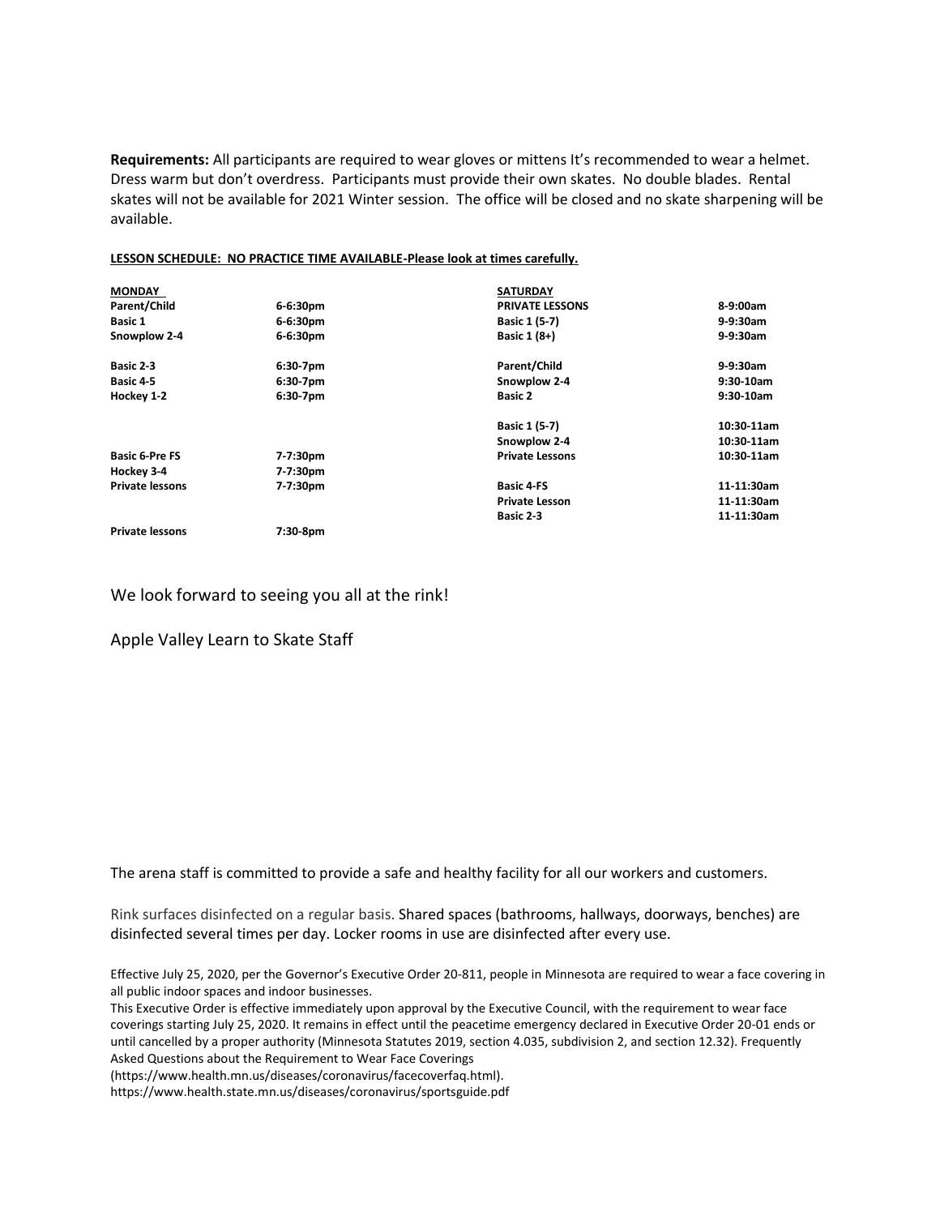**Requirements:** All participants are required to wear gloves or mittens It's recommended to wear a helmet. Dress warm but don't overdress. Participants must provide their own skates. No double blades. Rental skates will not be available for 2021 Winter session. The office will be closed and no skate sharpening will be available.

**LESSON SCHEDULE: NO PRACTICE TIME AVAILABLE-Please look at times carefully.**

| MONDAY | | SATURDAY | |
| --- | --- | --- | --- |
| Parent/Child | 6-6:30pm | PRIVATE LESSONS | 8-9:00am |
| Basic 1 | 6-6:30pm | Basic 1 (5-7) | 9-9:30am |
| Snowplow 2-4 | 6-6:30pm | Basic 1 (8+) | 9-9:30am |
| | | | |
| Basic 2-3 | 6:30-7pm | Parent/Child | 9-9:30am |
| Basic 4-5 | 6:30-7pm | Snowplow 2-4 | 9:30-10am |
| Hockey 1-2 | 6:30-7pm | Basic 2 | 9:30-10am |
| | | | |
| | | Basic 1 (5-7) | 10:30-11am |
| | | Snowplow 2-4 | 10:30-11am |
| Basic 6-Pre FS | 7-7:30pm | Private Lessons | 10:30-11am |
| Hockey 3-4 | 7-7:30pm | | |
| Private lessons | 7-7:30pm | Basic 4-FS | 11-11:30am |
| | | Private Lesson | 11-11:30am |
| | | Basic 2-3 | 11-11:30am |
| Private lessons | 7:30-8pm | | |

We look forward to seeing you all at the rink!

Apple Valley Learn to Skate Staff

The arena staff is committed to provide a safe and healthy facility for all our workers and customers.

Rink surfaces disinfected on a regular basis. Shared spaces (bathrooms, hallways, doorways, benches) are disinfected several times per day. Locker rooms in use are disinfected after every use.

Effective July 25, 2020, per the Governor's Executive Order 20-811, people in Minnesota are required to wear a face covering in all public indoor spaces and indoor businesses.
This Executive Order is effective immediately upon approval by the Executive Council, with the requirement to wear face coverings starting July 25, 2020. It remains in effect until the peacetime emergency declared in Executive Order 20-01 ends or until cancelled by a proper authority (Minnesota Statutes 2019, section 4.035, subdivision 2, and section 12.32). Frequently Asked Questions about the Requirement to Wear Face Coverings
(https://www.health.mn.us/diseases/coronavirus/facecoverfaq.html).
https://www.health.state.mn.us/diseases/coronavirus/sportsguide.pdf